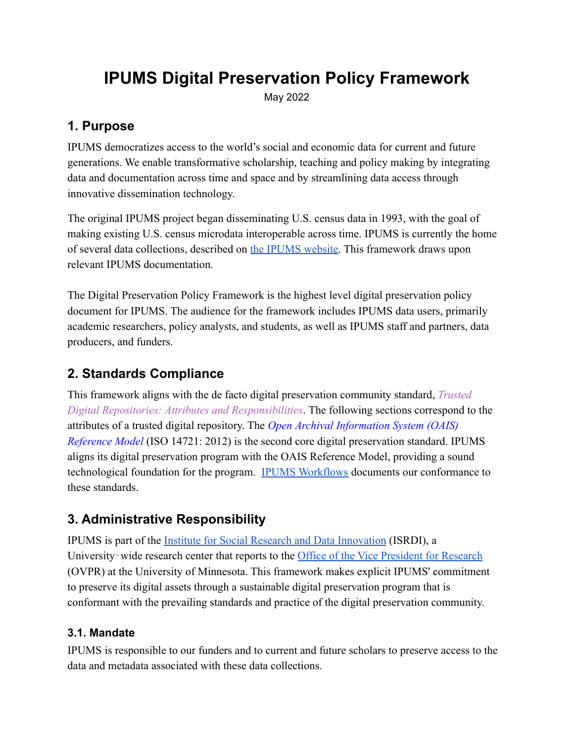# IPUMS Digital Preservation Policy Framework

May 2022

## 1. Purpose

IPUMS democratizes access to the world's social and economic data for current and future generations. We enable transformative scholarship, teaching and policy making by integrating data and documentation across time and space and by streamlining data access through innovative dissemination technology.

The original IPUMS project began disseminating U.S. census data in 1993, with the goal of making existing U.S. census microdata interoperable across time. IPUMS is currently the home of several data collections, described on [the IPUMS website](). This framework draws upon relevant IPUMS documentation.

The Digital Preservation Policy Framework is the highest level digital preservation policy document for IPUMS. The audience for the framework includes IPUMS data users, primarily academic researchers, policy analysts, and students, as well as IPUMS staff and partners, data producers, and funders.

## 2. Standards Compliance

This framework aligns with the de facto digital preservation community standard, *Trusted Digital Repositories: Attributes and Responsibilities*. The following sections correspond to the attributes of a trusted digital repository. The *Open Archival Information System (OAIS) Reference Model* (ISO 14721: 2012) is the second core digital preservation standard. IPUMS aligns its digital preservation program with the OAIS Reference Model, providing a sound technological foundation for the program. [IPUMS Workflows]() documents our conformance to these standards.

## 3. Administrative Responsibility

IPUMS is part of the [Institute for Social Research and Data Innovation]() (ISRDI), a University-wide research center that reports to the [Office of the Vice President for Research]() (OVPR) at the University of Minnesota. This framework makes explicit IPUMS' commitment to preserve its digital assets through a sustainable digital preservation program that is conformant with the prevailing standards and practice of the digital preservation community.

### 3.1. Mandate

IPUMS is responsible to our funders and to current and future scholars to preserve access to the data and metadata associated with these data collections.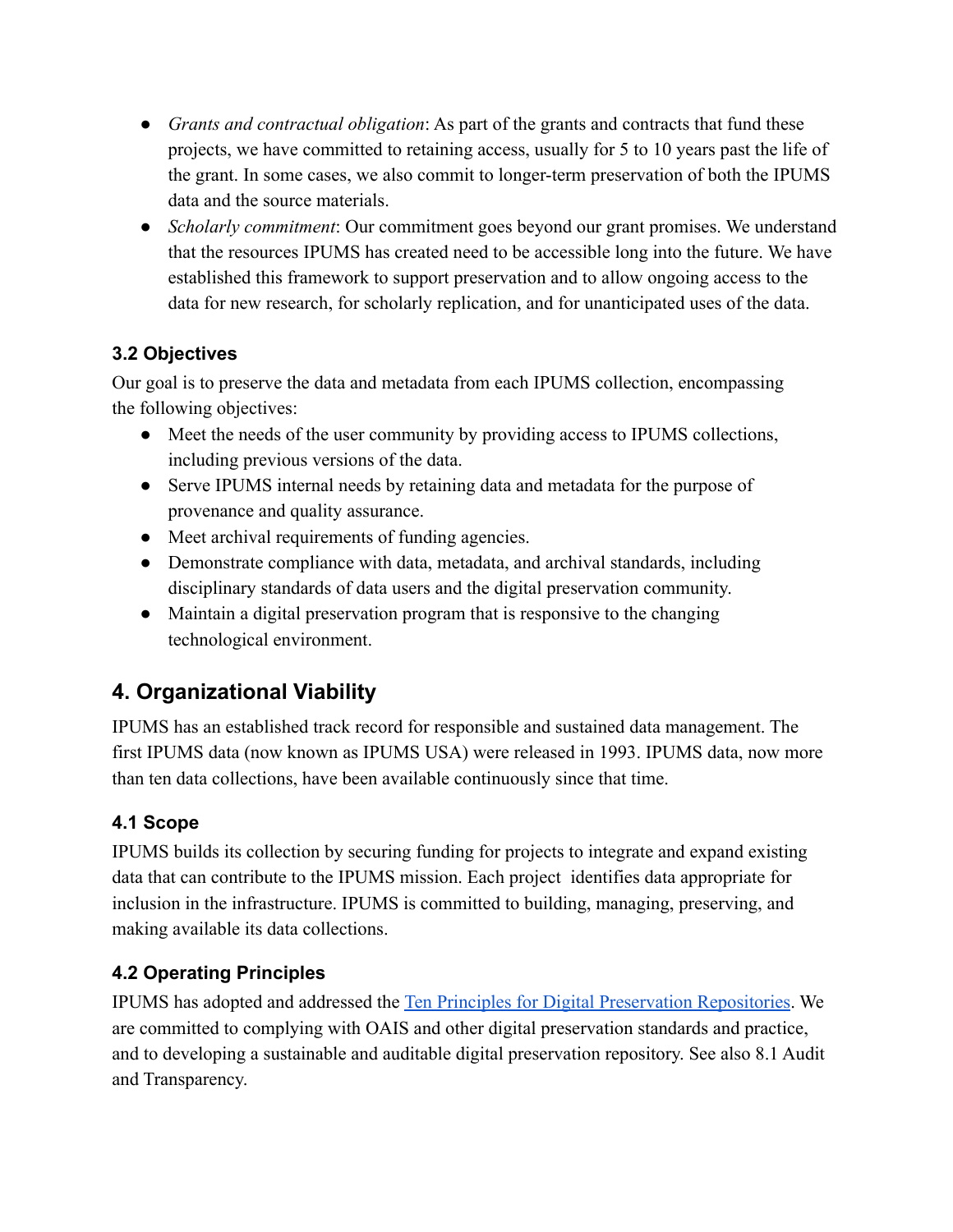- *Grants and contractual obligation*: As part of the grants and contracts that fund these projects, we have committed to retaining access, usually for 5 to 10 years past the life of the grant. In some cases, we also commit to longer-term preservation of both the IPUMS data and the source materials.
- *Scholarly commitment*: Our commitment goes beyond our grant promises. We understand that the resources IPUMS has created need to be accessible long into the future. We have established this framework to support preservation and to allow ongoing access to the data for new research, for scholarly replication, and for unanticipated uses of the data.

### 3.2 Objectives

Our goal is to preserve the data and metadata from each IPUMS collection, encompassing the following objectives:

- Meet the needs of the user community by providing access to IPUMS collections, including previous versions of the data.
- Serve IPUMS internal needs by retaining data and metadata for the purpose of provenance and quality assurance.
- Meet archival requirements of funding agencies.
- Demonstrate compliance with data, metadata, and archival standards, including disciplinary standards of data users and the digital preservation community.
- Maintain a digital preservation program that is responsive to the changing technological environment.

## 4. Organizational Viability

IPUMS has an established track record for responsible and sustained data management. The first IPUMS data (now known as IPUMS USA) were released in 1993. IPUMS data, now more than ten data collections, have been available continuously since that time.

### 4.1 Scope

IPUMS builds its collection by securing funding for projects to integrate and expand existing data that can contribute to the IPUMS mission. Each project identifies data appropriate for inclusion in the infrastructure. IPUMS is committed to building, managing, preserving, and making available its data collections.

### 4.2 Operating Principles

IPUMS has adopted and addressed the [Ten Principles for Digital Preservation Repositories](). We are committed to complying with OAIS and other digital preservation standards and practice, and to developing a sustainable and auditable digital preservation repository. See also 8.1 Audit and Transparency.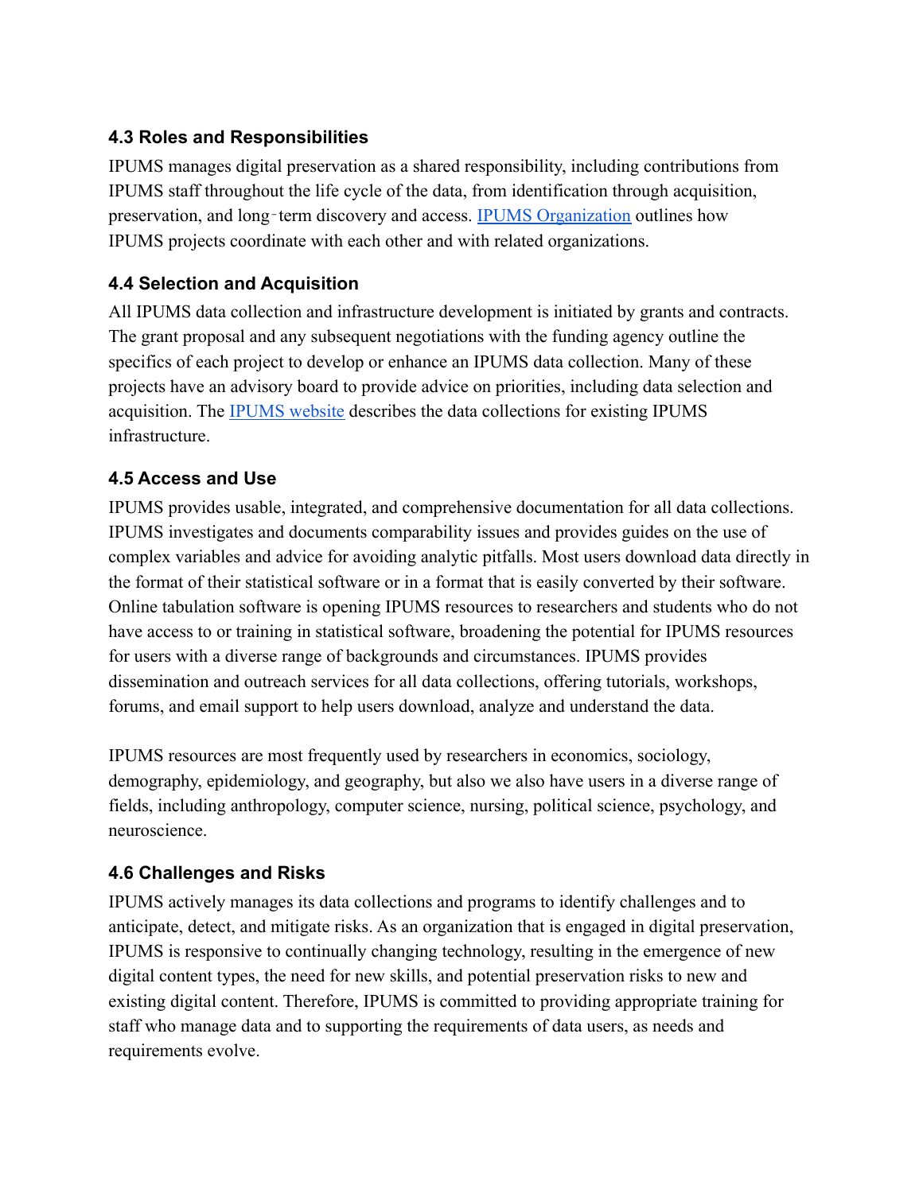### 4.3 Roles and Responsibilities

IPUMS manages digital preservation as a shared responsibility, including contributions from IPUMS staff throughout the life cycle of the data, from identification through acquisition, preservation, and long‑term discovery and access. [IPUMS Organization] outlines how IPUMS projects coordinate with each other and with related organizations.

### 4.4 Selection and Acquisition

All IPUMS data collection and infrastructure development is initiated by grants and contracts. The grant proposal and any subsequent negotiations with the funding agency outline the specifics of each project to develop or enhance an IPUMS data collection. Many of these projects have an advisory board to provide advice on priorities, including data selection and acquisition. The [IPUMS website] describes the data collections for existing IPUMS infrastructure.

### 4.5 Access and Use

IPUMS provides usable, integrated, and comprehensive documentation for all data collections. IPUMS investigates and documents comparability issues and provides guides on the use of complex variables and advice for avoiding analytic pitfalls. Most users download data directly in the format of their statistical software or in a format that is easily converted by their software. Online tabulation software is opening IPUMS resources to researchers and students who do not have access to or training in statistical software, broadening the potential for IPUMS resources for users with a diverse range of backgrounds and circumstances. IPUMS provides dissemination and outreach services for all data collections, offering tutorials, workshops, forums, and email support to help users download, analyze and understand the data.

IPUMS resources are most frequently used by researchers in economics, sociology, demography, epidemiology, and geography, but also we also have users in a diverse range of fields, including anthropology, computer science, nursing, political science, psychology, and neuroscience.

### 4.6 Challenges and Risks

IPUMS actively manages its data collections and programs to identify challenges and to anticipate, detect, and mitigate risks. As an organization that is engaged in digital preservation, IPUMS is responsive to continually changing technology, resulting in the emergence of new digital content types, the need for new skills, and potential preservation risks to new and existing digital content. Therefore, IPUMS is committed to providing appropriate training for staff who manage data and to supporting the requirements of data users, as needs and requirements evolve.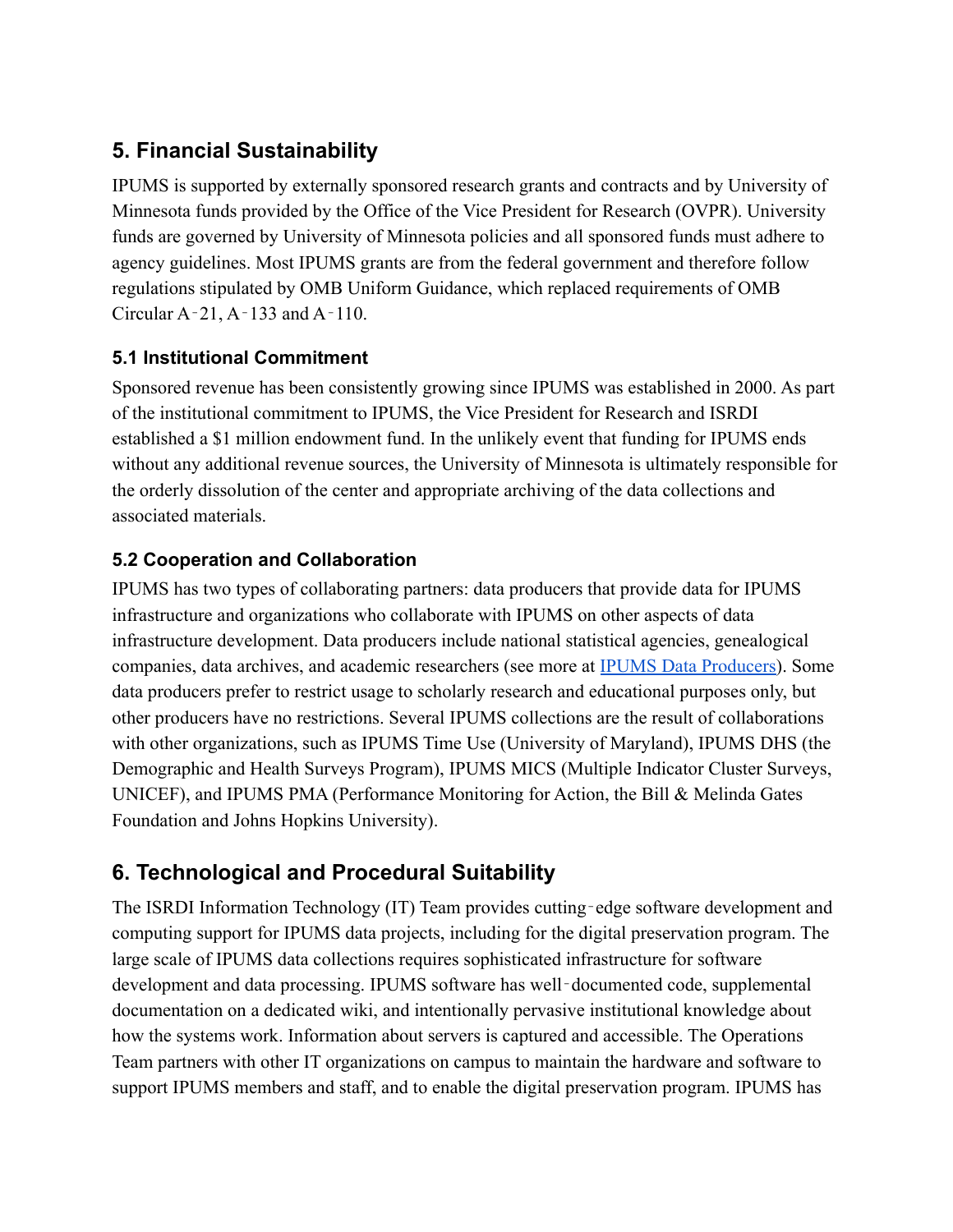## 5. Financial Sustainability

IPUMS is supported by externally sponsored research grants and contracts and by University of Minnesota funds provided by the Office of the Vice President for Research (OVPR). University funds are governed by University of Minnesota policies and all sponsored funds must adhere to agency guidelines. Most IPUMS grants are from the federal government and therefore follow regulations stipulated by OMB Uniform Guidance, which replaced requirements of OMB Circular A‑21, A‑133 and A‑110.

### 5.1 Institutional Commitment

Sponsored revenue has been consistently growing since IPUMS was established in 2000. As part of the institutional commitment to IPUMS, the Vice President for Research and ISRDI established a $1 million endowment fund. In the unlikely event that funding for IPUMS ends without any additional revenue sources, the University of Minnesota is ultimately responsible for the orderly dissolution of the center and appropriate archiving of the data collections and associated materials.

### 5.2 Cooperation and Collaboration

IPUMS has two types of collaborating partners: data producers that provide data for IPUMS infrastructure and organizations who collaborate with IPUMS on other aspects of data infrastructure development. Data producers include national statistical agencies, genealogical companies, data archives, and academic researchers (see more at [IPUMS Data Producers](IPUMS Data Producers)). Some data producers prefer to restrict usage to scholarly research and educational purposes only, but other producers have no restrictions. Several IPUMS collections are the result of collaborations with other organizations, such as IPUMS Time Use (University of Maryland), IPUMS DHS (the Demographic and Health Surveys Program), IPUMS MICS (Multiple Indicator Cluster Surveys, UNICEF), and IPUMS PMA (Performance Monitoring for Action, the Bill & Melinda Gates Foundation and Johns Hopkins University).

## 6. Technological and Procedural Suitability

The ISRDI Information Technology (IT) Team provides cutting‑edge software development and computing support for IPUMS data projects, including for the digital preservation program. The large scale of IPUMS data collections requires sophisticated infrastructure for software development and data processing. IPUMS software has well‑documented code, supplemental documentation on a dedicated wiki, and intentionally pervasive institutional knowledge about how the systems work. Information about servers is captured and accessible. The Operations Team partners with other IT organizations on campus to maintain the hardware and software to support IPUMS members and staff, and to enable the digital preservation program. IPUMS has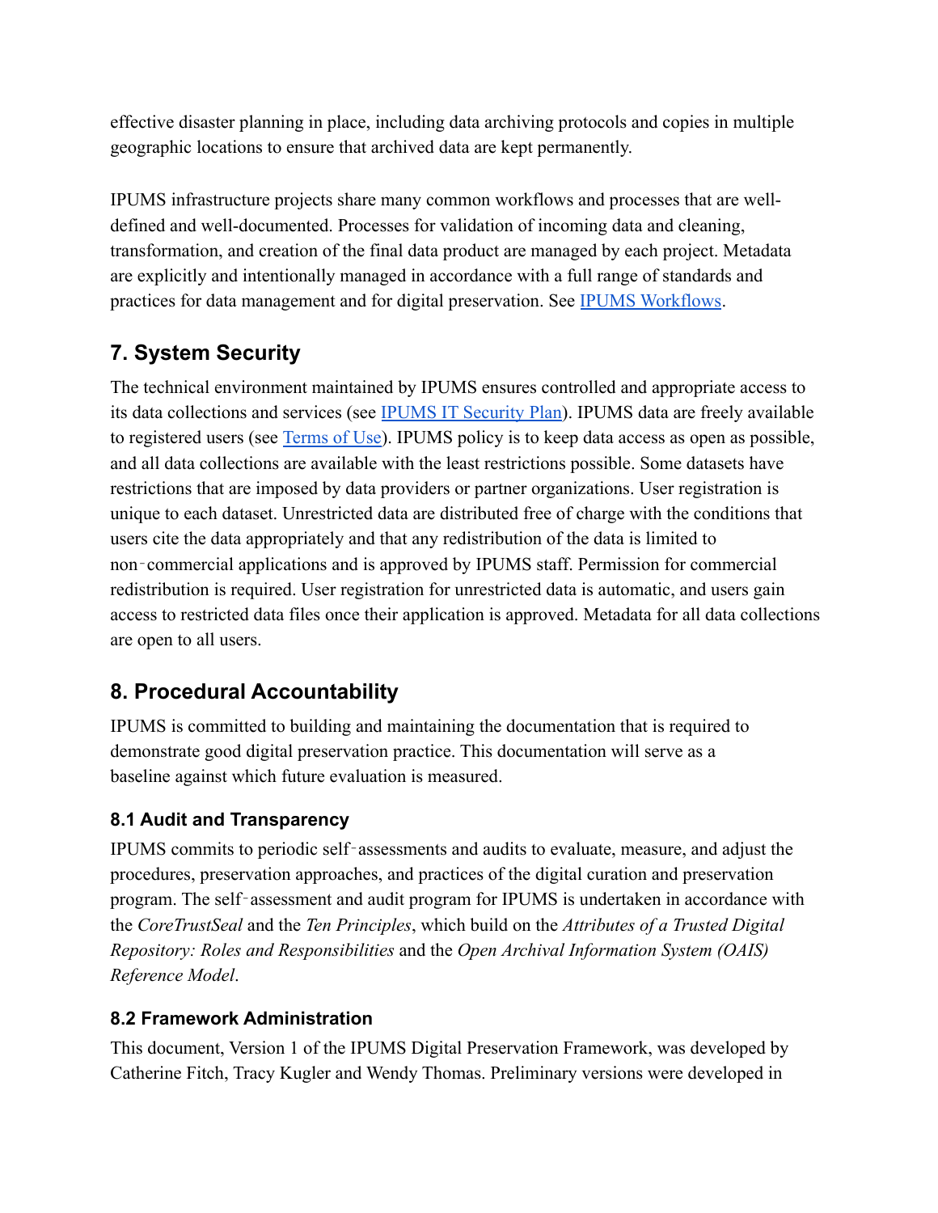effective disaster planning in place, including data archiving protocols and copies in multiple geographic locations to ensure that archived data are kept permanently.

IPUMS infrastructure projects share many common workflows and processes that are well-defined and well-documented. Processes for validation of incoming data and cleaning, transformation, and creation of the final data product are managed by each project. Metadata are explicitly and intentionally managed in accordance with a full range of standards and practices for data management and for digital preservation. See [IPUMS Workflows](#).

## 7. System Security

The technical environment maintained by IPUMS ensures controlled and appropriate access to its data collections and services (see [IPUMS IT Security Plan](#)). IPUMS data are freely available to registered users (see [Terms of Use](#)). IPUMS policy is to keep data access as open as possible, and all data collections are available with the least restrictions possible. Some datasets have restrictions that are imposed by data providers or partner organizations. User registration is unique to each dataset. Unrestricted data are distributed free of charge with the conditions that users cite the data appropriately and that any redistribution of the data is limited to non‑commercial applications and is approved by IPUMS staff. Permission for commercial redistribution is required. User registration for unrestricted data is automatic, and users gain access to restricted data files once their application is approved. Metadata for all data collections are open to all users.

## 8. Procedural Accountability

IPUMS is committed to building and maintaining the documentation that is required to demonstrate good digital preservation practice. This documentation will serve as a baseline against which future evaluation is measured.

### 8.1 Audit and Transparency

IPUMS commits to periodic self‑assessments and audits to evaluate, measure, and adjust the procedures, preservation approaches, and practices of the digital curation and preservation program. The self‑assessment and audit program for IPUMS is undertaken in accordance with the *CoreTrustSeal* and the *Ten Principles*, which build on the *Attributes of a Trusted Digital Repository: Roles and Responsibilities* and the *Open Archival Information System (OAIS) Reference Model*.

### 8.2 Framework Administration

This document, Version 1 of the IPUMS Digital Preservation Framework, was developed by Catherine Fitch, Tracy Kugler and Wendy Thomas. Preliminary versions were developed in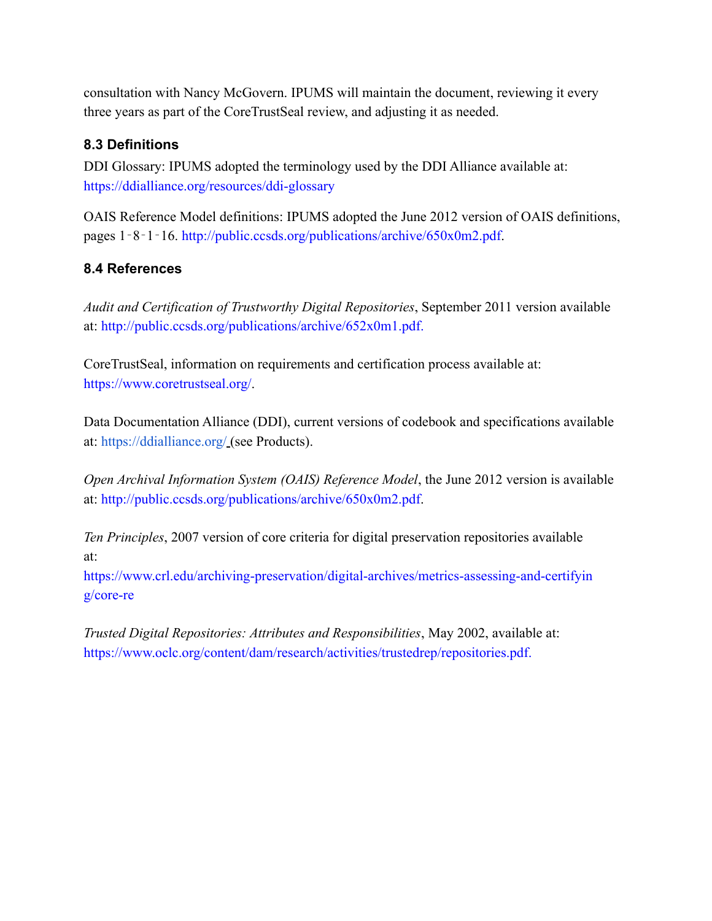consultation with Nancy McGovern. IPUMS will maintain the document, reviewing it every three years as part of the CoreTrustSeal review, and adjusting it as needed.

### 8.3 Definitions

DDI Glossary: IPUMS adopted the terminology used by the DDI Alliance available at: https://ddialliance.org/resources/ddi-glossary

OAIS Reference Model definitions: IPUMS adopted the June 2012 version of OAIS definitions, pages 1‑8‑1‑16. http://public.ccsds.org/publications/archive/650x0m2.pdf.

### 8.4 References

*Audit and Certification of Trustworthy Digital Repositories*, September 2011 version available at: http://public.ccsds.org/publications/archive/652x0m1.pdf.

CoreTrustSeal, information on requirements and certification process available at: https://www.coretrustseal.org/.

Data Documentation Alliance (DDI), current versions of codebook and specifications available at: https://ddialliance.org/ (see Products).

*Open Archival Information System (OAIS) Reference Model*, the June 2012 version is available at: http://public.ccsds.org/publications/archive/650x0m2.pdf.

*Ten Principles*, 2007 version of core criteria for digital preservation repositories available at: https://www.crl.edu/archiving-preservation/digital-archives/metrics-assessing-and-certifying/core-re

*Trusted Digital Repositories: Attributes and Responsibilities*, May 2002, available at: https://www.oclc.org/content/dam/research/activities/trustedrep/repositories.pdf.